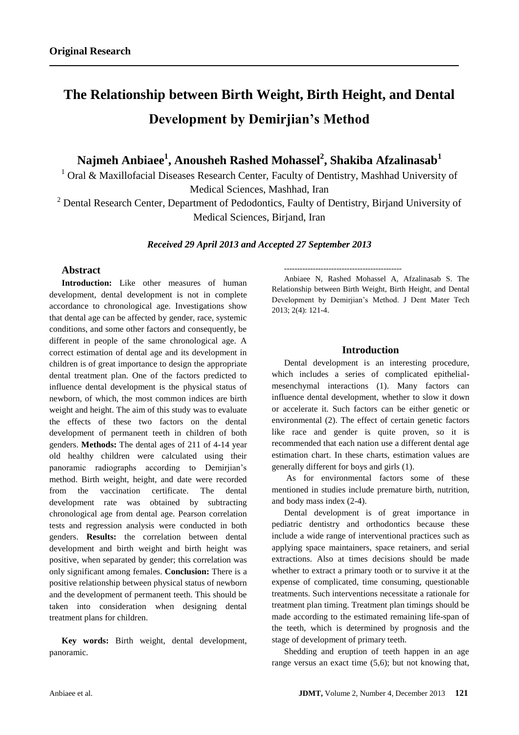**Original Research**

# The Relationship between Birth Weight, Birth Height, and Dental Development by Demirjian's Method

**Najmeh Anbiaee[1], Anousheh Rashed Mohassel[2], Shakiba Afzalinasab[1]**

[1] Oral & Maxillofacial Diseases Research Center, Faculty of Dentistry, Mashhad University of Medical Sciences, Mashhad, Iran

[2] Dental Research Center, Department of Pedodontics, Faulty of Dentistry, Birjand University of Medical Sciences, Birjand, Iran

***Received 29 April 2013 and Accepted 27 September 2013***

## Abstract

**Introduction:** Like other measures of human development, dental development is not in complete accordance to chronological age. Investigations show that dental age can be affected by gender, race, systemic conditions, and some other factors and consequently, be different in people of the same chronological age. A correct estimation of dental age and its development in children is of great importance to design the appropriate dental treatment plan. One of the factors predicted to influence dental development is the physical status of newborn, of which, the most common indices are birth weight and height. The aim of this study was to evaluate the effects of these two factors on the dental development of permanent teeth in children of both genders. **Methods:** The dental ages of 211 of 4-14 year old healthy children were calculated using their panoramic radiographs according to Demirjian's method. Birth weight, height, and date were recorded from the vaccination certificate. The dental development rate was obtained by subtracting chronological age from dental age. Pearson correlation tests and regression analysis were conducted in both genders. **Results:** the correlation between dental development and birth weight and birth height was positive, when separated by gender; this correlation was only significant among females. **Conclusion:** There is a positive relationship between physical status of newborn and the development of permanent teeth. This should be taken into consideration when designing dental treatment plans for children.

**Key words:** Birth weight, dental development, panoramic.

---

Anbiaee N, Rashed Mohassel A, Afzalinasab S. The Relationship between Birth Weight, Birth Height, and Dental Development by Demirjian's Method. J Dent Mater Tech 2013; 2(4): 121-4.

## Introduction

Dental development is an interesting procedure, which includes a series of complicated epithelial-mesenchymal interactions (1). Many factors can influence dental development, whether to slow it down or accelerate it. Such factors can be either genetic or environmental (2). The effect of certain genetic factors like race and gender is quite proven, so it is recommended that each nation use a different dental age estimation chart. In these charts, estimation values are generally different for boys and girls (1).

As for environmental factors some of these mentioned in studies include premature birth, nutrition, and body mass index (2-4).

Dental development is of great importance in pediatric dentistry and orthodontics because these include a wide range of interventional practices such as applying space maintainers, space retainers, and serial extractions. Also at times decisions should be made whether to extract a primary tooth or to survive it at the expense of complicated, time consuming, questionable treatments. Such interventions necessitate a rationale for treatment plan timing. Treatment plan timings should be made according to the estimated remaining life-span of the teeth, which is determined by prognosis and the stage of development of primary teeth.

Shedding and eruption of teeth happen in an age range versus an exact time (5,6); but not knowing that,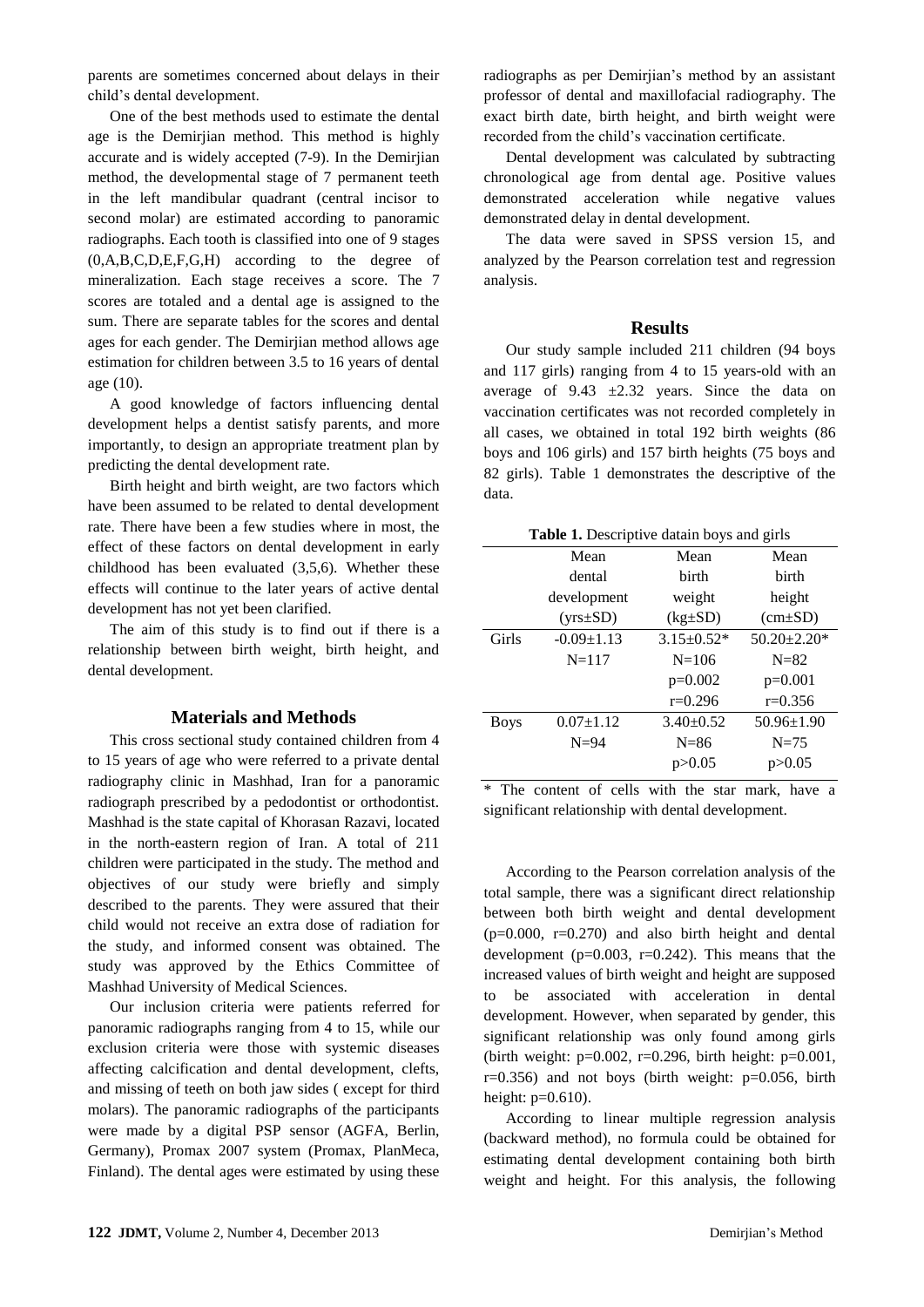parents are sometimes concerned about delays in their child's dental development.

One of the best methods used to estimate the dental age is the Demirjian method. This method is highly accurate and is widely accepted (7-9). In the Demirjian method, the developmental stage of 7 permanent teeth in the left mandibular quadrant (central incisor to second molar) are estimated according to panoramic radiographs. Each tooth is classified into one of 9 stages (0,A,B,C,D,E,F,G,H) according to the degree of mineralization. Each stage receives a score. The 7 scores are totaled and a dental age is assigned to the sum. There are separate tables for the scores and dental ages for each gender. The Demirjian method allows age estimation for children between 3.5 to 16 years of dental age (10).

A good knowledge of factors influencing dental development helps a dentist satisfy parents, and more importantly, to design an appropriate treatment plan by predicting the dental development rate.

Birth height and birth weight, are two factors which have been assumed to be related to dental development rate. There have been a few studies where in most, the effect of these factors on dental development in early childhood has been evaluated (3,5,6). Whether these effects will continue to the later years of active dental development has not yet been clarified.

The aim of this study is to find out if there is a relationship between birth weight, birth height, and dental development.

## Materials and Methods

This cross sectional study contained children from 4 to 15 years of age who were referred to a private dental radiography clinic in Mashhad, Iran for a panoramic radiograph prescribed by a pedodontist or orthodontist. Mashhad is the state capital of Khorasan Razavi, located in the north-eastern region of Iran. A total of 211 children were participated in the study. The method and objectives of our study were briefly and simply described to the parents. They were assured that their child would not receive an extra dose of radiation for the study, and informed consent was obtained. The study was approved by the Ethics Committee of Mashhad University of Medical Sciences.

Our inclusion criteria were patients referred for panoramic radiographs ranging from 4 to 15, while our exclusion criteria were those with systemic diseases affecting calcification and dental development, clefts, and missing of teeth on both jaw sides ( except for third molars). The panoramic radiographs of the participants were made by a digital PSP sensor (AGFA, Berlin, Germany), Promax 2007 system (Promax, PlanMeca, Finland). The dental ages were estimated by using these radiographs as per Demirjian's method by an assistant professor of dental and maxillofacial radiography. The exact birth date, birth height, and birth weight were recorded from the child's vaccination certificate.

Dental development was calculated by subtracting chronological age from dental age. Positive values demonstrated acceleration while negative values demonstrated delay in dental development.

The data were saved in SPSS version 15, and analyzed by the Pearson correlation test and regression analysis.

## Results

Our study sample included 211 children (94 boys and 117 girls) ranging from 4 to 15 years-old with an average of 9.43 ±2.32 years. Since the data on vaccination certificates was not recorded completely in all cases, we obtained in total 192 birth weights (86 boys and 106 girls) and 157 birth heights (75 boys and 82 girls). Table 1 demonstrates the descriptive of the data.

**Table 1.** Descriptive datain boys and girls

| | Mean dental development (yrs±SD) | Mean birth weight (kg±SD) | Mean birth height (cm±SD) |
|---|---|---|---|
| Girls | -0.09±1.13<br>N=117 | 3.15±0.52*<br>N=106<br>p=0.002<br>r=0.296 | 50.20±2.20*<br>N=82<br>p=0.001<br>r=0.356 |
| Boys | 0.07±1.12<br>N=94 | 3.40±0.52<br>N=86<br>p>0.05 | 50.96±1.90<br>N=75<br>p>0.05 |

\* The content of cells with the star mark, have a significant relationship with dental development.

According to the Pearson correlation analysis of the total sample, there was a significant direct relationship between both birth weight and dental development (p=0.000, r=0.270) and also birth height and dental development (p=0.003, r=0.242). This means that the increased values of birth weight and height are supposed to be associated with acceleration in dental development. However, when separated by gender, this significant relationship was only found among girls (birth weight: p=0.002, r=0.296, birth height: p=0.001, r=0.356) and not boys (birth weight: p=0.056, birth height: p=0.610).

According to linear multiple regression analysis (backward method), no formula could be obtained for estimating dental development containing both birth weight and height. For this analysis, the following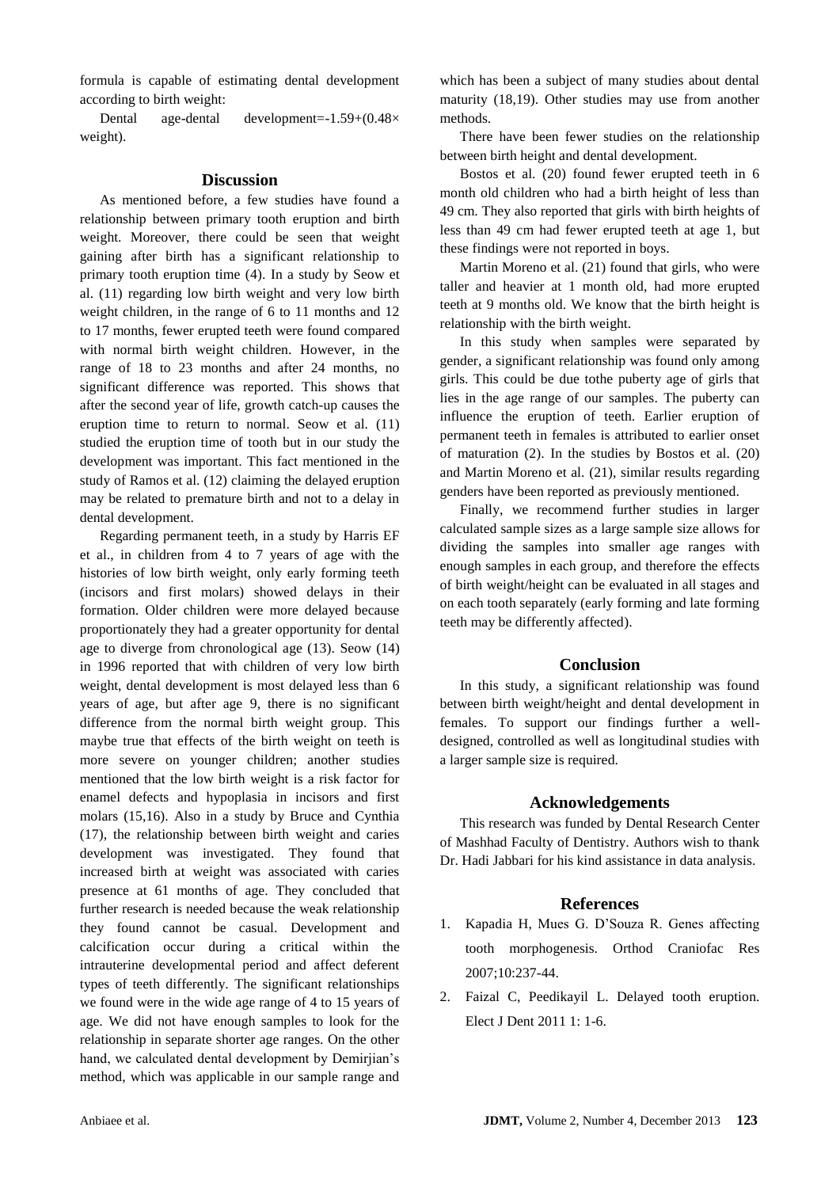formula is capable of estimating dental development according to birth weight:

Dental age-dental development=-1.59+(0.48× weight).

## Discussion

As mentioned before, a few studies have found a relationship between primary tooth eruption and birth weight. Moreover, there could be seen that weight gaining after birth has a significant relationship to primary tooth eruption time (4). In a study by Seow et al. (11) regarding low birth weight and very low birth weight children, in the range of 6 to 11 months and 12 to 17 months, fewer erupted teeth were found compared with normal birth weight children. However, in the range of 18 to 23 months and after 24 months, no significant difference was reported. This shows that after the second year of life, growth catch-up causes the eruption time to return to normal. Seow et al. (11) studied the eruption time of tooth but in our study the development was important. This fact mentioned in the study of Ramos et al. (12) claiming the delayed eruption may be related to premature birth and not to a delay in dental development.

Regarding permanent teeth, in a study by Harris EF et al., in children from 4 to 7 years of age with the histories of low birth weight, only early forming teeth (incisors and first molars) showed delays in their formation. Older children were more delayed because proportionately they had a greater opportunity for dental age to diverge from chronological age (13). Seow (14) in 1996 reported that with children of very low birth weight, dental development is most delayed less than 6 years of age, but after age 9, there is no significant difference from the normal birth weight group. This maybe true that effects of the birth weight on teeth is more severe on younger children; another studies mentioned that the low birth weight is a risk factor for enamel defects and hypoplasia in incisors and first molars (15,16). Also in a study by Bruce and Cynthia (17), the relationship between birth weight and caries development was investigated. They found that increased birth at weight was associated with caries presence at 61 months of age. They concluded that further research is needed because the weak relationship they found cannot be casual. Development and calcification occur during a critical within the intrauterine developmental period and affect deferent types of teeth differently. The significant relationships we found were in the wide age range of 4 to 15 years of age. We did not have enough samples to look for the relationship in separate shorter age ranges. On the other hand, we calculated dental development by Demirjian's method, which was applicable in our sample range and which has been a subject of many studies about dental maturity (18,19). Other studies may use from another methods.

There have been fewer studies on the relationship between birth height and dental development.

Bostos et al. (20) found fewer erupted teeth in 6 month old children who had a birth height of less than 49 cm. They also reported that girls with birth heights of less than 49 cm had fewer erupted teeth at age 1, but these findings were not reported in boys.

Martin Moreno et al. (21) found that girls, who were taller and heavier at 1 month old, had more erupted teeth at 9 months old. We know that the birth height is relationship with the birth weight.

In this study when samples were separated by gender, a significant relationship was found only among girls. This could be due tothe puberty age of girls that lies in the age range of our samples. The puberty can influence the eruption of teeth. Earlier eruption of permanent teeth in females is attributed to earlier onset of maturation (2). In the studies by Bostos et al. (20) and Martin Moreno et al. (21), similar results regarding genders have been reported as previously mentioned.

Finally, we recommend further studies in larger calculated sample sizes as a large sample size allows for dividing the samples into smaller age ranges with enough samples in each group, and therefore the effects of birth weight/height can be evaluated in all stages and on each tooth separately (early forming and late forming teeth may be differently affected).

## Conclusion

In this study, a significant relationship was found between birth weight/height and dental development in females. To support our findings further a well-designed, controlled as well as longitudinal studies with a larger sample size is required.

## Acknowledgements

This research was funded by Dental Research Center of Mashhad Faculty of Dentistry. Authors wish to thank Dr. Hadi Jabbari for his kind assistance in data analysis.

## References

1. Kapadia H, Mues G. D'Souza R. Genes affecting tooth morphogenesis. Orthod Craniofac Res 2007;10:237-44.
2. Faizal C, Peedikayil L. Delayed tooth eruption. Elect J Dent 2011 1: 1-6.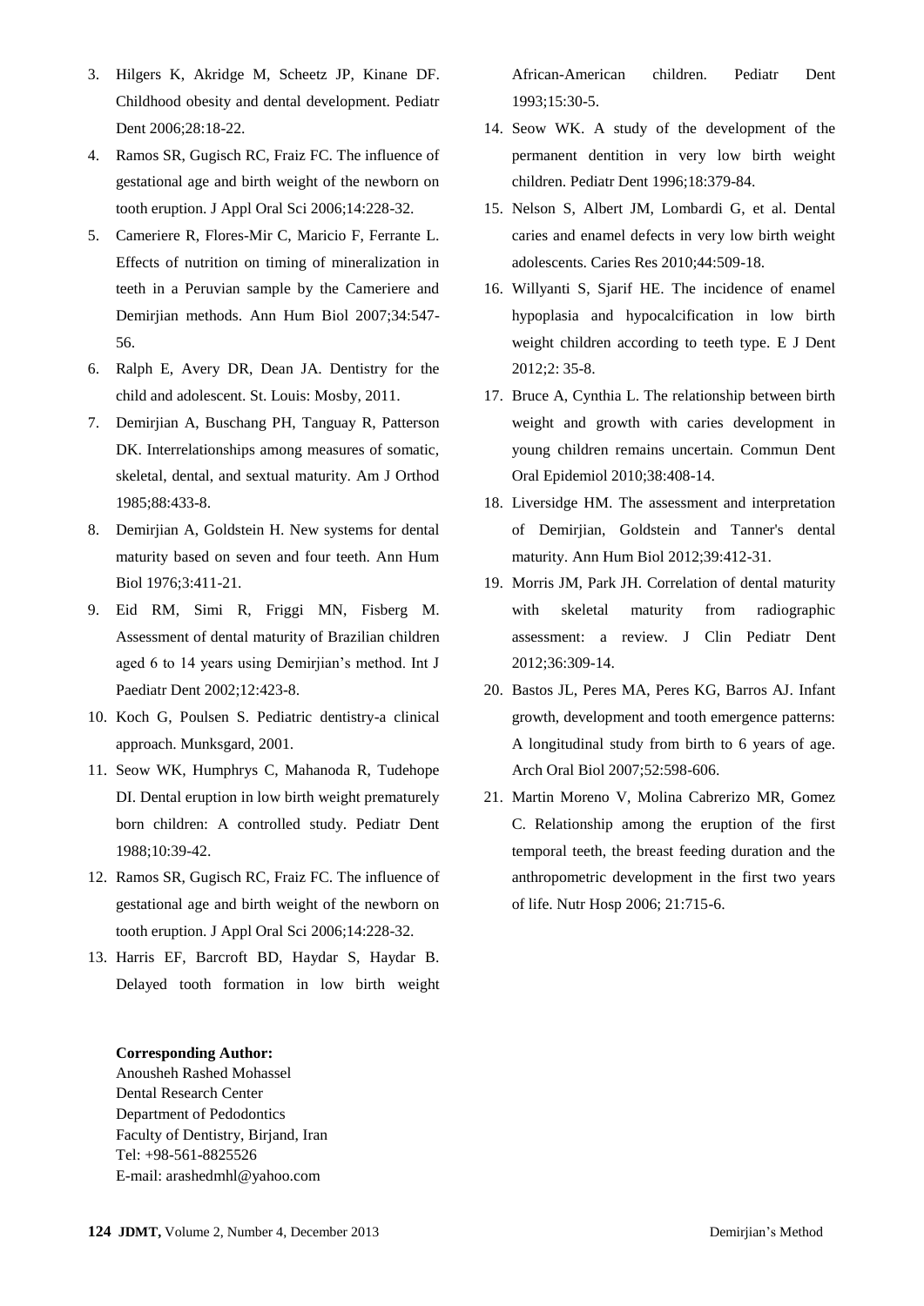3. Hilgers K, Akridge M, Scheetz JP, Kinane DF. Childhood obesity and dental development. Pediatr Dent 2006;28:18-22.
4. Ramos SR, Gugisch RC, Fraiz FC. The influence of gestational age and birth weight of the newborn on tooth eruption. J Appl Oral Sci 2006;14:228-32.
5. Cameriere R, Flores-Mir C, Maricio F, Ferrante L. Effects of nutrition on timing of mineralization in teeth in a Peruvian sample by the Cameriere and Demirjian methods. Ann Hum Biol 2007;34:547-56.
6. Ralph E, Avery DR, Dean JA. Dentistry for the child and adolescent. St. Louis: Mosby, 2011.
7. Demirjian A, Buschang PH, Tanguay R, Patterson DK. Interrelationships among measures of somatic, skeletal, dental, and sextual maturity. Am J Orthod 1985;88:433-8.
8. Demirjian A, Goldstein H. New systems for dental maturity based on seven and four teeth. Ann Hum Biol 1976;3:411-21.
9. Eid RM, Simi R, Friggi MN, Fisberg M. Assessment of dental maturity of Brazilian children aged 6 to 14 years using Demirjian's method. Int J Paediatr Dent 2002;12:423-8.
10. Koch G, Poulsen S. Pediatric dentistry-a clinical approach. Munksgard, 2001.
11. Seow WK, Humphrys C, Mahanoda R, Tudehope DI. Dental eruption in low birth weight prematurely born children: A controlled study. Pediatr Dent 1988;10:39-42.
12. Ramos SR, Gugisch RC, Fraiz FC. The influence of gestational age and birth weight of the newborn on tooth eruption. J Appl Oral Sci 2006;14:228-32.
13. Harris EF, Barcroft BD, Haydar S, Haydar B. Delayed tooth formation in low birth weight African-American children. Pediatr Dent 1993;15:30-5.
14. Seow WK. A study of the development of the permanent dentition in very low birth weight children. Pediatr Dent 1996;18:379-84.
15. Nelson S, Albert JM, Lombardi G, et al. Dental caries and enamel defects in very low birth weight adolescents. Caries Res 2010;44:509-18.
16. Willyanti S, Sjarif HE. The incidence of enamel hypoplasia and hypocalcification in low birth weight children according to teeth type. E J Dent 2012;2: 35-8.
17. Bruce A, Cynthia L. The relationship between birth weight and growth with caries development in young children remains uncertain. Commun Dent Oral Epidemiol 2010;38:408-14.
18. Liversidge HM. The assessment and interpretation of Demirjian, Goldstein and Tanner's dental maturity. Ann Hum Biol 2012;39:412-31.
19. Morris JM, Park JH. Correlation of dental maturity with skeletal maturity from radiographic assessment: a review. J Clin Pediatr Dent 2012;36:309-14.
20. Bastos JL, Peres MA, Peres KG, Barros AJ. Infant growth, development and tooth emergence patterns: A longitudinal study from birth to 6 years of age. Arch Oral Biol 2007;52:598-606.
21. Martin Moreno V, Molina Cabrerizo MR, Gomez C. Relationship among the eruption of the first temporal teeth, the breast feeding duration and the anthropometric development in the first two years of life. Nutr Hosp 2006; 21:715-6.

**Corresponding Author:**
Anousheh Rashed Mohassel
Dental Research Center
Department of Pedodontics
Faculty of Dentistry, Birjand, Iran
Tel: +98-561-8825526
E-mail: arashedmhl@yahoo.com